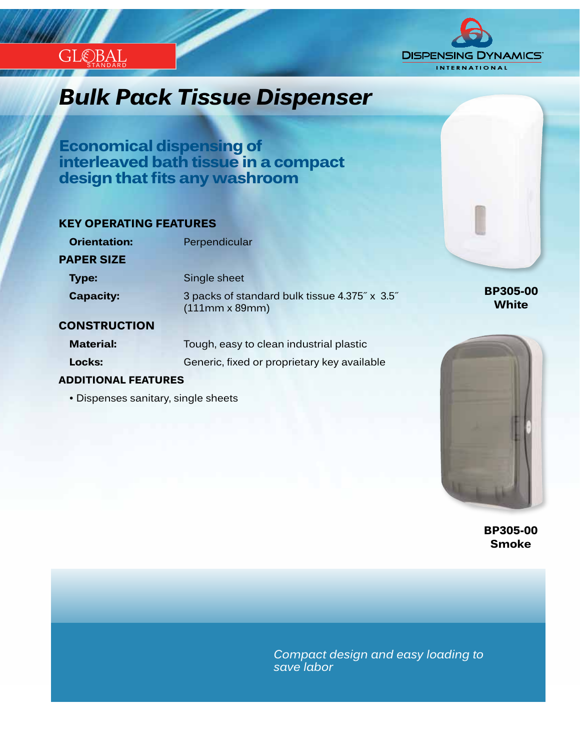GLOBAL STANDARD

DISPENSING DYNAMICS INTERNATIONAL

# Bulk Pack Tissue Dispenser

## Economical dispensing of interleaved bath tissue in a compact design that fits any washroom

### KEY OPERATING FEATURES

**Orientation:** Perpendicular

### PAPER SIZE

**Type:** Single sheet

**Capacity:** 3 packs of standard bulk tissue 4.375″ x 3.5″ (111mm x 89mm)

### CONSTRUCTION

**Material:** Tough, easy to clean industrial plastic

**Locks:** Generic, fixed or proprietary key available

### ADDITIONAL FEATURES

- Dispenses sanitary, single sheets

**BP305-00**
**White**

**BP305-00**
**Smoke**

*Compact design and easy loading to save labor*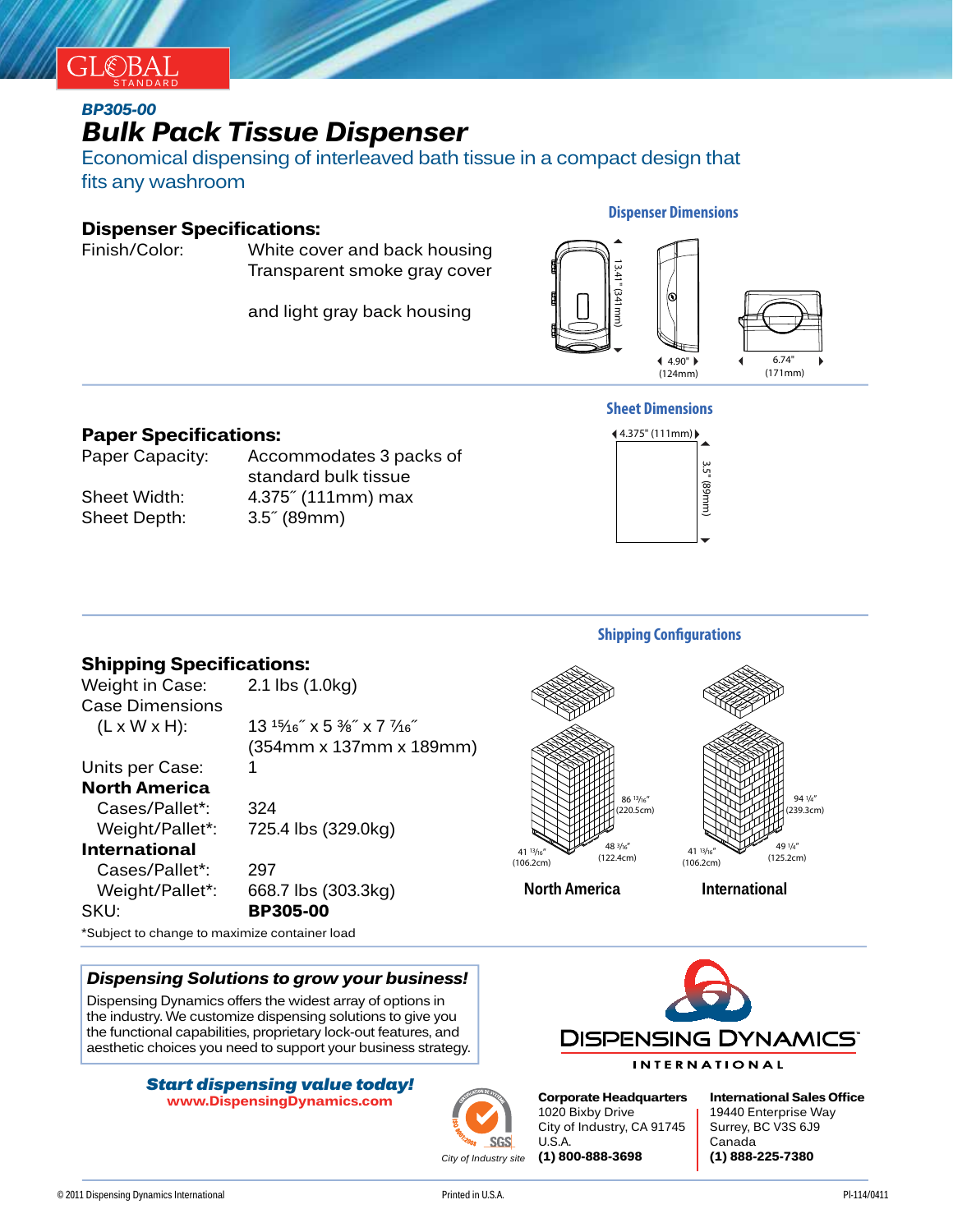GLOBAL STANDARD

*BP305-00*

# *Bulk Pack Tissue Dispenser*

Economical dispensing of interleaved bath tissue in a compact design that fits any washroom

## Dispenser Specifications:

| | |
|---|---|
| Finish/Color: | White cover and back housing |
| | Transparent smoke gray cover |
| | and light gray back housing |

**Dispenser Dimensions**

13.41" (341mm)

4.90" (124mm)

6.74" (171mm)

## Paper Specifications:

| | |
|---|---|
| Paper Capacity: | Accommodates 3 packs of standard bulk tissue |
| Sheet Width: | 4.375˝ (111mm) max |
| Sheet Depth: | 3.5˝ (89mm) |

**Sheet Dimensions**

4.375" (111mm)

3.5" (89mm)

## Shipping Specifications:

| | |
|---|---|
| Weight in Case: | 2.1 lbs (1.0kg) |
| Case Dimensions (L x W x H): | 13 15⁄16˝ x 5 3⁄8˝ x 7 7⁄16˝ (354mm x 137mm x 189mm) |
| Units per Case: | 1 |
| **North America** | |
| Cases/Pallet*: | 324 |
| Weight/Pallet*: | 725.4 lbs (329.0kg) |
| **International** | |
| Cases/Pallet*: | 297 |
| Weight/Pallet*: | 668.7 lbs (303.3kg) |
| SKU: | **BP305-00** |

*Subject to change to maximize container load

**Shipping Configurations**

86 13⁄16" (220.5cm)

41 13⁄16" (106.2cm)

48 3⁄16" (122.4cm)

North America

94 1⁄4" (239.3cm)

41 13⁄16" (106.2cm)

49 1⁄4" (125.2cm)

International

### *Dispensing Solutions to grow your business!*

Dispensing Dynamics offers the widest array of options in the industry. We customize dispensing solutions to give you the functional capabilities, proprietary lock-out features, and aesthetic choices you need to support your business strategy.

***Start dispensing value today!***
**www.DispensingDynamics.com**

DISPENSING DYNAMICS INTERNATIONAL

ISO 9001:2008 SGS
City of Industry site

**Corporate Headquarters**
1020 Bixby Drive
City of Industry, CA 91745
U.S.A.
**(1) 800-888-3698**

**International Sales Office**
19440 Enterprise Way
Surrey, BC V3S 6J9
Canada
**(1) 888-225-7380**

© 2011 Dispensing Dynamics International Printed in U.S.A. PI-114/0411